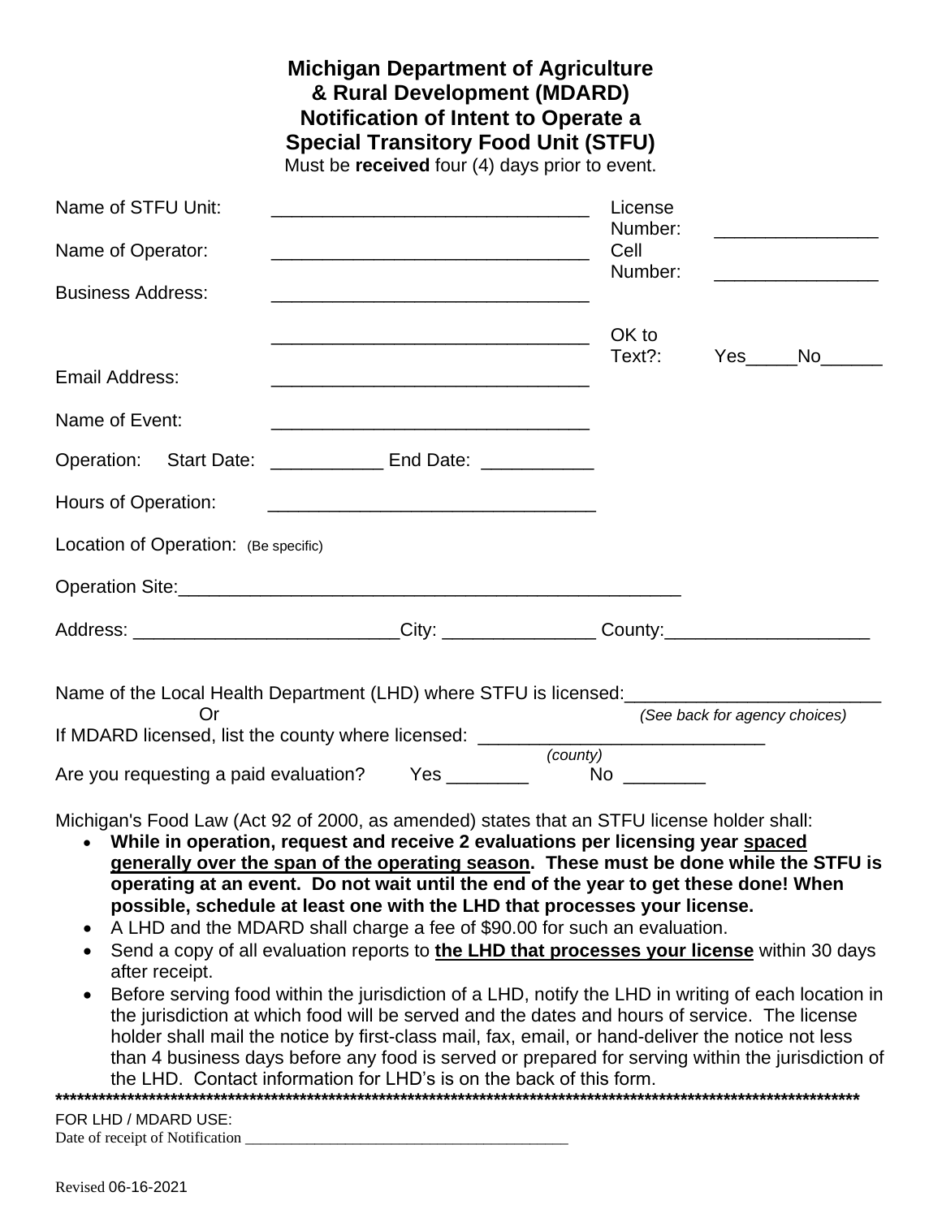# Michigan Department of Agriculture & Rural Development (MDARD) Notification of Intent to Operate a Special Transitory Food Unit (STFU)

Must be **received** four (4) days prior to event.

Name of STFU Unit: ______________________________ License Number: ________________

Name of Operator: ______________________________ Cell Number: ________________

Business Address: ______________________________

______________________________ OK to Text?: Yes_____No______

Email Address: ______________________________

Name of Event: ______________________________

Operation: Start Date: ___________ End Date: ___________

Hours of Operation: ______________________________

Location of Operation: (Be specific)

Operation Site:___________________________________________________

Address: _________________________City: _______________ County:____________________

Name of the Local Health Department (LHD) where STFU is licensed:________________________

Or *(See back for agency choices)*

If MDARD licensed, list the county where licensed: ____________________________
*(county)*

Are you requesting a paid evaluation? Yes ________ No ________

Michigan's Food Law (Act 92 of 2000, as amended) states that an STFU license holder shall:

- **While in operation, request and receive 2 evaluations per licensing year <u>spaced generally over the span of the operating season</u>. These must be done while the STFU is operating at an event. Do not wait until the end of the year to get these done! When possible, schedule at least one with the LHD that processes your license.**
- A LHD and the MDARD shall charge a fee of $90.00 for such an evaluation.
- Send a copy of all evaluation reports to **<u>the LHD that processes your license</u>** within 30 days after receipt.
- Before serving food within the jurisdiction of a LHD, notify the LHD in writing of each location in the jurisdiction at which food will be served and the dates and hours of service. The license holder shall mail the notice by first-class mail, fax, email, or hand-deliver the notice not less than 4 business days before any food is served or prepared for serving within the jurisdiction of the LHD. Contact information for LHD's is on the back of this form.

**************************************************************************************************************

FOR LHD / MDARD USE:

Date of receipt of Notification ________________________________________

Revised 06-16-2021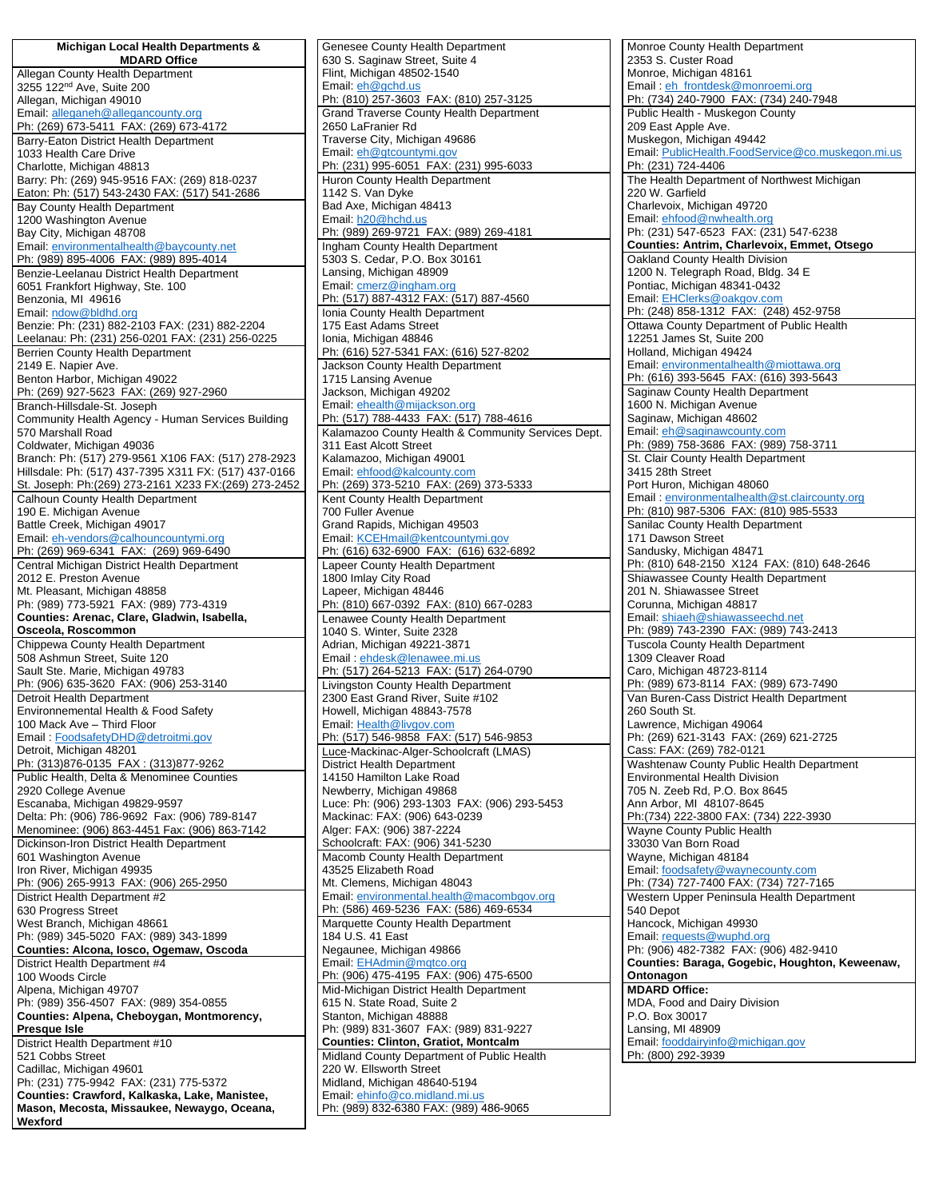**Michigan Local Health Departments & MDARD Office**

Allegan County Health Department
3255 122nd Ave, Suite 200
Allegan, Michigan 49010
Email: alleganeh@allegancounty.org
Ph: (269) 673-5411 FAX: (269) 673-4172

Barry-Eaton District Health Department
1033 Health Care Drive
Charlotte, Michigan 48813
Barry: Ph: (269) 945-9516 FAX: (269) 818-0237
Eaton: Ph: (517) 543-2430 FAX: (517) 541-2686

Bay County Health Department
1200 Washington Avenue
Bay City, Michigan 48708
Email: environmentalhealth@baycounty.net
Ph: (989) 895-4006 FAX: (989) 895-4014

Benzie-Leelanau District Health Department
6051 Frankfort Highway, Ste. 100
Benzonia, MI 49616
Email: ndow@bldhd.org
Benzie: Ph: (231) 882-2103 FAX: (231) 882-2204
Leelanau: Ph: (231) 256-0201 FAX: (231) 256-0225

Berrien County Health Department
2149 E. Napier Ave.
Benton Harbor, Michigan 49022
Ph: (269) 927-5623 FAX: (269) 927-2960

Branch-Hillsdale-St. Joseph
Community Health Agency - Human Services Building
570 Marshall Road
Coldwater, Michigan 49036
Branch: Ph: (517) 279-9561 X106 FAX: (517) 278-2923
Hillsdale: Ph: (517) 437-7395 X311 FX: (517) 437-0166
St. Joseph: Ph:(269) 273-2161 X233 FX:(269) 273-2452

Calhoun County Health Department
190 E. Michigan Avenue
Battle Creek, Michigan 49017
Email: eh-vendors@calhouncountymi.org
Ph: (269) 969-6341 FAX: (269) 969-6490

Central Michigan District Health Department
2012 E. Preston Avenue
Mt. Pleasant, Michigan 48858
Ph: (989) 773-5921 FAX: (989) 773-4319
**Counties: Arenac, Clare, Gladwin, Isabella, Osceola, Roscommon**

Chippewa County Health Department
508 Ashmun Street, Suite 120
Sault Ste. Marie, Michigan 49783
Ph: (906) 635-3620 FAX: (906) 253-3140

Detroit Health Department
Environnemental Health & Food Safety
100 Mack Ave – Third Floor
Email : FoodsafetyDHD@detroitmi.gov
Detroit, Michigan 48201
Ph: (313)876-0135 FAX : (313)877-9262

Public Health, Delta & Menominee Counties
2920 College Avenue
Escanaba, Michigan 49829-9597
Delta: Ph: (906) 786-9692 Fax: (906) 789-8147
Menominee: (906) 863-4451 Fax: (906) 863-7142

Dickinson-Iron District Health Department
601 Washington Avenue
Iron River, Michigan 49935
Ph: (906) 265-9913 FAX: (906) 265-2950

District Health Department #2
630 Progress Street
West Branch, Michigan 48661
Ph: (989) 345-5020 FAX: (989) 343-1899
**Counties: Alcona, Iosco, Ogemaw, Oscoda**

District Health Department #4
100 Woods Circle
Alpena, Michigan 49707
Ph: (989) 356-4507 FAX: (989) 354-0855
**Counties: Alpena, Cheboygan, Montmorency, Presque Isle**

District Health Department #10
521 Cobbs Street
Cadillac, Michigan 49601
Ph: (231) 775-9942 FAX: (231) 775-5372
**Counties: Crawford, Kalkaska, Lake, Manistee, Mason, Mecosta, Missaukee, Newaygo, Oceana, Wexford**

Genesee County Health Department
630 S. Saginaw Street, Suite 4
Flint, Michigan 48502-1540
Email: eh@gchd.us
Ph: (810) 257-3603 FAX: (810) 257-3125

Grand Traverse County Health Department
2650 LaFranier Rd
Traverse City, Michigan 49686
Email: eh@gtcountymi.gov
Ph: (231) 995-6051 FAX: (231) 995-6033

Huron County Health Department
1142 S. Van Dyke
Bad Axe, Michigan 48413
Email: h20@hchd.us
Ph: (989) 269-9721 FAX: (989) 269-4181

Ingham County Health Department
5303 S. Cedar, P.O. Box 30161
Lansing, Michigan 48909
Email: cmerz@ingham.org
Ph: (517) 887-4312 FAX: (517) 887-4560

Ionia County Health Department
175 East Adams Street
Ionia, Michigan 48846
Ph: (616) 527-5341 FAX: (616) 527-8202

Jackson County Health Department
1715 Lansing Avenue
Jackson, Michigan 49202
Email: ehealth@mijackson.org
Ph: (517) 788-4433 FAX: (517) 788-4616

Kalamazoo County Health & Community Services Dept.
311 East Alcott Street
Kalamazoo, Michigan 49001
Email: ehfood@kalcounty.com
Ph: (269) 373-5210 FAX: (269) 373-5333

Kent County Health Department
700 Fuller Avenue
Grand Rapids, Michigan 49503
Email: KCEHmail@kentcountymi.gov
Ph: (616) 632-6900 FAX: (616) 632-6892

Lapeer County Health Department
1800 Imlay City Road
Lapeer, Michigan 48446
Ph: (810) 667-0392 FAX: (810) 667-0283

Lenawee County Health Department
1040 S. Winter, Suite 2328
Adrian, Michigan 49221-3871
Email : ehdesk@lenawee.mi.us
Ph: (517) 264-5213 FAX: (517) 264-0790

Livingston County Health Department
2300 East Grand River, Suite #102
Howell, Michigan 48843-7578
Email: Health@livgov.com
Ph: (517) 546-9858 FAX: (517) 546-9853

Luce-Mackinac-Alger-Schoolcraft (LMAS)
District Health Department
14150 Hamilton Lake Road
Newberry, Michigan 49868
Luce: Ph: (906) 293-1303 FAX: (906) 293-5453
Mackinac: FAX: (906) 643-0239
Alger: FAX: (906) 387-2224
Schoolcraft: FAX: (906) 341-5230

Macomb County Health Department
43525 Elizabeth Road
Mt. Clemens, Michigan 48043
Email: environmental.health@macombgov.org
Ph: (586) 469-5236 FAX: (586) 469-6534

Marquette County Health Department
184 U.S. 41 East
Negaunee, Michigan 49866
Email: EHAdmin@mqtco.org
Ph: (906) 475-4195 FAX: (906) 475-6500

Mid-Michigan District Health Department
615 N. State Road, Suite 2
Stanton, Michigan 48888
Ph: (989) 831-3607 FAX: (989) 831-9227
**Counties: Clinton, Gratiot, Montcalm**

Midland County Department of Public Health
220 W. Ellsworth Street
Midland, Michigan 48640-5194
Email: ehinfo@co.midland.mi.us
Ph: (989) 832-6380 FAX: (989) 486-9065

Monroe County Health Department
2353 S. Custer Road
Monroe, Michigan 48161
Email : eh_frontdesk@monroemi.org
Ph: (734) 240-7900 FAX: (734) 240-7948

Public Health - Muskegon County
209 East Apple Ave.
Muskegon, Michigan 49442
Email: PublicHealth.FoodService@co.muskegon.mi.us
Ph: (231) 724-4406

The Health Department of Northwest Michigan
220 W. Garfield
Charlevoix, Michigan 49720
Email: ehfood@nwhealth.org
Ph: (231) 547-6523 FAX: (231) 547-6238
**Counties: Antrim, Charlevoix, Emmet, Otsego**

Oakland County Health Division
1200 N. Telegraph Road, Bldg. 34 E
Pontiac, Michigan 48341-0432
Email: EHClerks@oakgov.com
Ph: (248) 858-1312 FAX: (248) 452-9758

Ottawa County Department of Public Health
12251 James St, Suite 200
Holland, Michigan 49424
Email: environmentalhealth@miottawa.org
Ph: (616) 393-5645 FAX: (616) 393-5643

Saginaw County Health Department
1600 N. Michigan Avenue
Saginaw, Michigan 48602
Email: eh@saginawcounty.com
Ph: (989) 758-3686 FAX: (989) 758-3711

St. Clair County Health Department
3415 28th Street
Port Huron, Michigan 48060
Email : environmentalhealth@st.claircounty.org
Ph: (810) 987-5306 FAX: (810) 985-5533

Sanilac County Health Department
171 Dawson Street
Sandusky, Michigan 48471
Ph: (810) 648-2150 X124 FAX: (810) 648-2646

Shiawassee County Health Department
201 N. Shiawassee Street
Corunna, Michigan 48817
Email: shiaeh@shiawasseechd.net
Ph: (989) 743-2390 FAX: (989) 743-2413

Tuscola County Health Department
1309 Cleaver Road
Caro, Michigan 48723-8114
Ph: (989) 673-8114 FAX: (989) 673-7490

Van Buren-Cass District Health Department
260 South St.
Lawrence, Michigan 49064
Ph: (269) 621-3143 FAX: (269) 621-2725
Cass: FAX: (269) 782-0121

Washtenaw County Public Health Department
Environmental Health Division
705 N. Zeeb Rd, P.O. Box 8645
Ann Arbor, MI 48107-8645
Ph:(734) 222-3800 FAX: (734) 222-3930

Wayne County Public Health
33030 Van Born Road
Wayne, Michigan 48184
Email: foodsafety@waynecounty.com
Ph: (734) 727-7400 FAX: (734) 727-7165

Western Upper Peninsula Health Department
540 Depot
Hancock, Michigan 49930
Email: requests@wuphd.org
Ph: (906) 482-7382 FAX: (906) 482-9410
**Counties: Baraga, Gogebic, Houghton, Keweenaw, Ontonagon**

**MDARD Office:**
MDA, Food and Dairy Division
P.O. Box 30017
Lansing, MI 48909
Email: fooddairyinfo@michigan.gov
Ph: (800) 292-3939